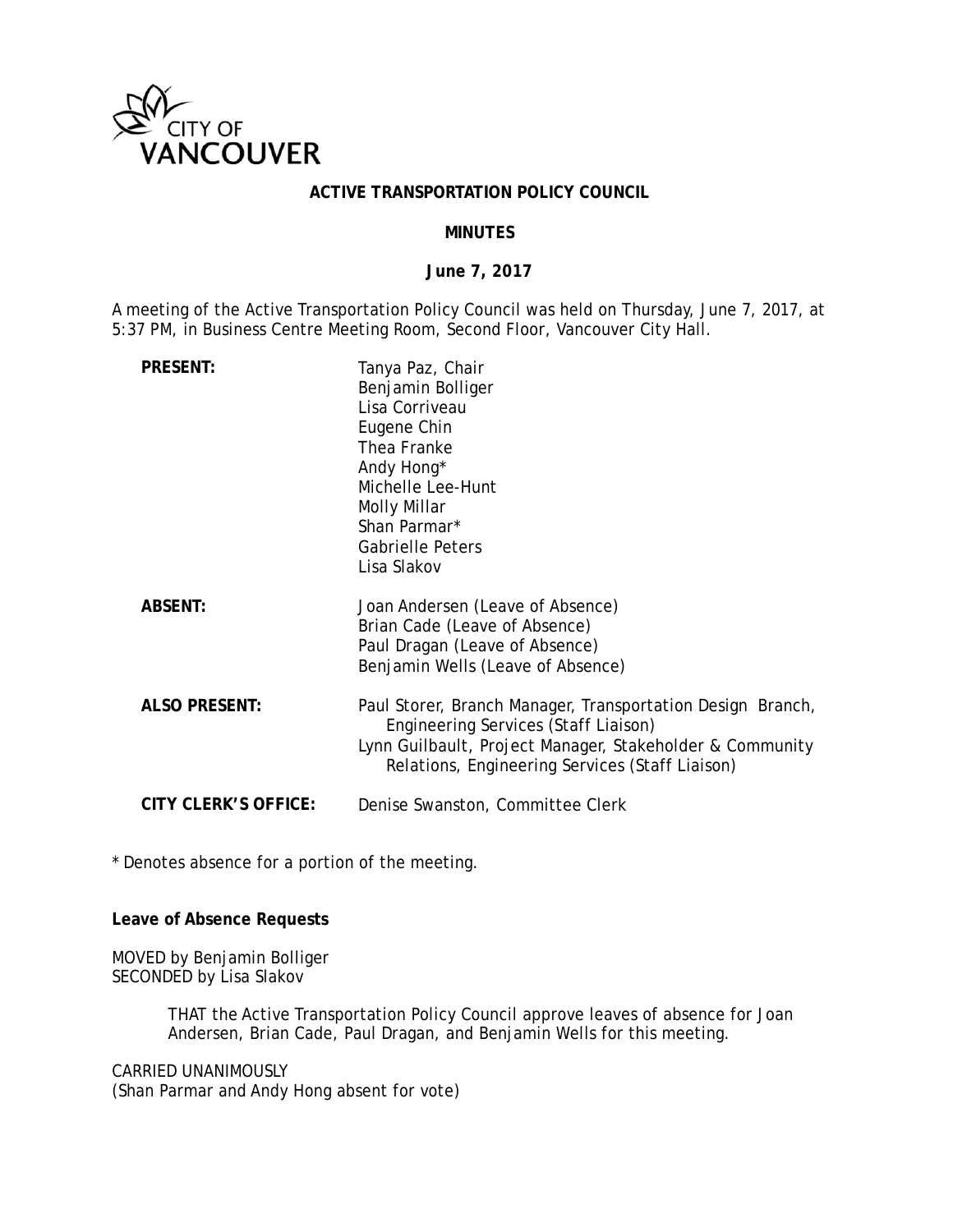CITY OF VANCOUVER

# ACTIVE TRANSPORTATION POLICY COUNCIL

## MINUTES

**June 7, 2017**

A meeting of the Active Transportation Policy Council was held on Thursday, June 7, 2017, at 5:37 PM, in Business Centre Meeting Room, Second Floor, Vancouver City Hall.

**PRESENT:**
Tanya Paz, Chair
Benjamin Bolliger
Lisa Corriveau
Eugene Chin
Thea Franke
Andy Hong*
Michelle Lee-Hunt
Molly Millar
Shan Parmar*
Gabrielle Peters
Lisa Slakov

**ABSENT:**
Joan Andersen (Leave of Absence)
Brian Cade (Leave of Absence)
Paul Dragan (Leave of Absence)
Benjamin Wells (Leave of Absence)

**ALSO PRESENT:**
Paul Storer, Branch Manager, Transportation Design Branch, Engineering Services (Staff Liaison)
Lynn Guilbault, Project Manager, Stakeholder & Community Relations, Engineering Services (Staff Liaison)

**CITY CLERK'S OFFICE:**
Denise Swanston, Committee Clerk

\* Denotes absence for a portion of the meeting.

**Leave of Absence Requests**

MOVED by Benjamin Bolliger
SECONDED by Lisa Slakov

> THAT the Active Transportation Policy Council approve leaves of absence for Joan Andersen, Brian Cade, Paul Dragan, and Benjamin Wells for this meeting.

CARRIED UNANIMOUSLY
(Shan Parmar and Andy Hong absent for vote)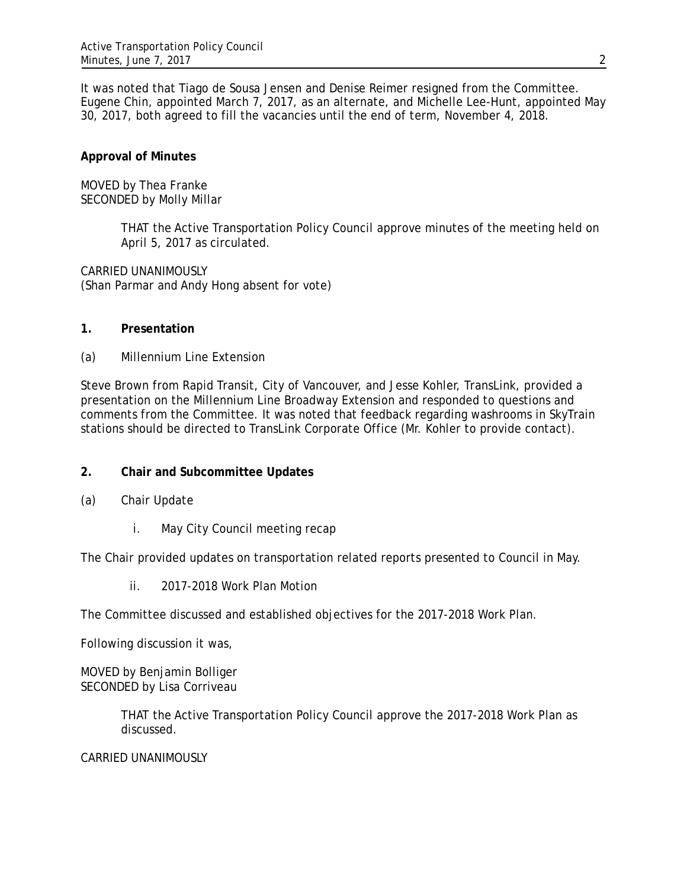It was noted that Tiago de Sousa Jensen and Denise Reimer resigned from the Committee. Eugene Chin, appointed March 7, 2017, as an alternate, and Michelle Lee-Hunt, appointed May 30, 2017, both agreed to fill the vacancies until the end of term, November 4, 2018.

**Approval of Minutes**

MOVED by Thea Franke
SECONDED by Molly Millar

> THAT the Active Transportation Policy Council approve minutes of the meeting held on April 5, 2017 as circulated.

CARRIED UNANIMOUSLY
(Shan Parmar and Andy Hong absent for vote)

**1. Presentation**

(a) Millennium Line Extension

Steve Brown from Rapid Transit, City of Vancouver, and Jesse Kohler, TransLink, provided a presentation on the Millennium Line Broadway Extension and responded to questions and comments from the Committee. It was noted that feedback regarding washrooms in SkyTrain stations should be directed to TransLink Corporate Office (Mr. Kohler to provide contact).

**2. Chair and Subcommittee Updates**

(a) Chair Update

i. May City Council meeting recap

The Chair provided updates on transportation related reports presented to Council in May.

ii. 2017-2018 Work Plan Motion

The Committee discussed and established objectives for the 2017-2018 Work Plan.

Following discussion it was,

MOVED by Benjamin Bolliger
SECONDED by Lisa Corriveau

> THAT the Active Transportation Policy Council approve the 2017-2018 Work Plan as discussed.

CARRIED UNANIMOUSLY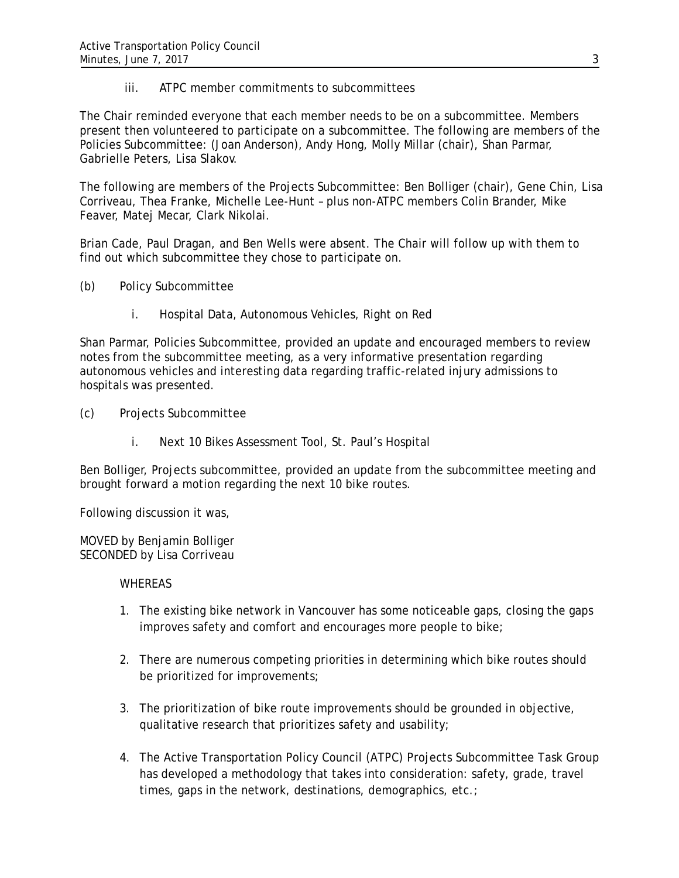iii. ATPC member commitments to subcommittees

The Chair reminded everyone that each member needs to be on a subcommittee. Members present then volunteered to participate on a subcommittee. The following are members of the Policies Subcommittee: (Joan Anderson), Andy Hong, Molly Millar (chair), Shan Parmar, Gabrielle Peters, Lisa Slakov.

The following are members of the Projects Subcommittee: Ben Bolliger (chair), Gene Chin, Lisa Corriveau, Thea Franke, Michelle Lee-Hunt – plus non-ATPC members Colin Brander, Mike Feaver, Matej Mecar, Clark Nikolai.

Brian Cade, Paul Dragan, and Ben Wells were absent. The Chair will follow up with them to find out which subcommittee they chose to participate on.

(b) Policy Subcommittee

i. Hospital Data, Autonomous Vehicles, Right on Red

Shan Parmar, Policies Subcommittee, provided an update and encouraged members to review notes from the subcommittee meeting, as a very informative presentation regarding autonomous vehicles and interesting data regarding traffic-related injury admissions to hospitals was presented.

(c) Projects Subcommittee

i. Next 10 Bikes Assessment Tool, St. Paul's Hospital

Ben Bolliger, Projects subcommittee, provided an update from the subcommittee meeting and brought forward a motion regarding the next 10 bike routes.

Following discussion it was,

MOVED by Benjamin Bolliger
SECONDED by Lisa Corriveau

WHEREAS

1. The existing bike network in Vancouver has some noticeable gaps, closing the gaps improves safety and comfort and encourages more people to bike;

2. There are numerous competing priorities in determining which bike routes should be prioritized for improvements;

3. The prioritization of bike route improvements should be grounded in objective, qualitative research that prioritizes safety and usability;

4. The Active Transportation Policy Council (ATPC) Projects Subcommittee Task Group has developed a methodology that takes into consideration: safety, grade, travel times, gaps in the network, destinations, demographics, etc.;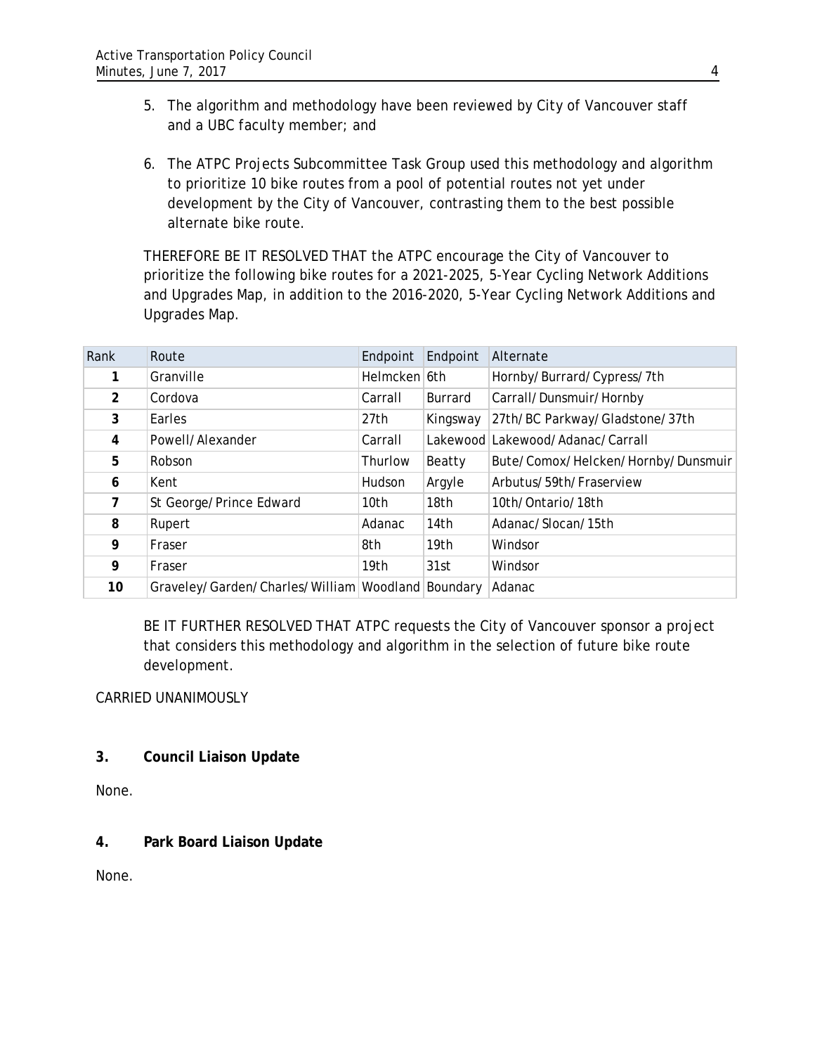5. The algorithm and methodology have been reviewed by City of Vancouver staff and a UBC faculty member; and

6. The ATPC Projects Subcommittee Task Group used this methodology and algorithm to prioritize 10 bike routes from a pool of potential routes not yet under development by the City of Vancouver, contrasting them to the best possible alternate bike route.

THEREFORE BE IT RESOLVED THAT the ATPC encourage the City of Vancouver to prioritize the following bike routes for a 2021-2025, 5-Year Cycling Network Additions and Upgrades Map, in addition to the 2016-2020, 5-Year Cycling Network Additions and Upgrades Map.

| Rank | Route | Endpoint | Endpoint | Alternate |
|---|---|---|---|---|
| 1 | Granville | Helmcken | 6th | Hornby/Burrard/Cypress/7th |
| 2 | Cordova | Carrall | Burrard | Carrall/Dunsmuir/Hornby |
| 3 | Earles | 27th | Kingsway | 27th/BC Parkway/Gladstone/37th |
| 4 | Powell/Alexander | Carrall | Lakewood | Lakewood/Adanac/Carrall |
| 5 | Robson | Thurlow | Beatty | Bute/Comox/Helcken/Hornby/Dunsmuir |
| 6 | Kent | Hudson | Argyle | Arbutus/59th/Fraserview |
| 7 | St George/Prince Edward | 10th | 18th | 10th/Ontario/18th |
| 8 | Rupert | Adanac | 14th | Adanac/Slocan/15th |
| 9 | Fraser | 8th | 19th | Windsor |
| 9 | Fraser | 19th | 31st | Windsor |
| 10 | Graveley/Garden/Charles/William | Woodland | Boundary | Adanac |

BE IT FURTHER RESOLVED THAT ATPC requests the City of Vancouver sponsor a project that considers this methodology and algorithm in the selection of future bike route development.

CARRIED UNANIMOUSLY

**3. Council Liaison Update**

None.

**4. Park Board Liaison Update**

None.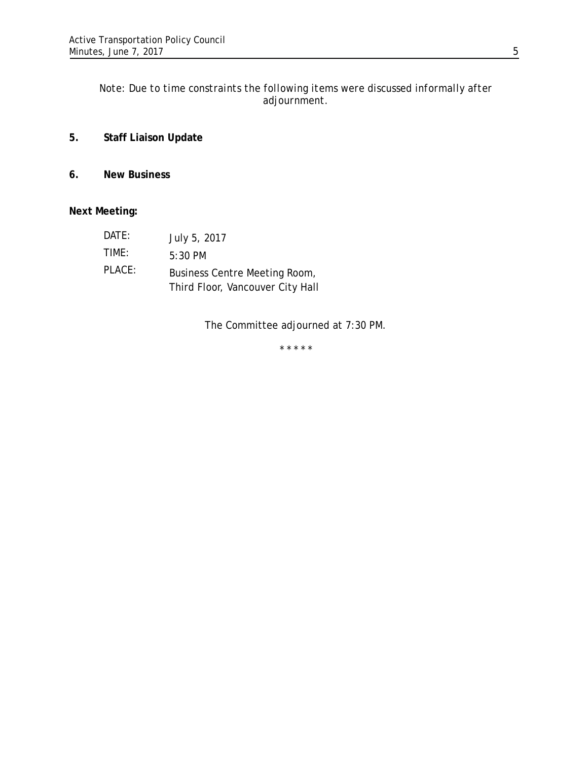*Note: Due to time constraints the following items were discussed informally after adjournment.*

**5. Staff Liaison Update**

**6. New Business**

**Next Meeting:**

| | |
|---|---|
| DATE: | July 5, 2017 |
| TIME: | 5:30 PM |
| PLACE: | Business Centre Meeting Room, Third Floor, Vancouver City Hall |

The Committee adjourned at 7:30 PM.

\* \* \* \* \*